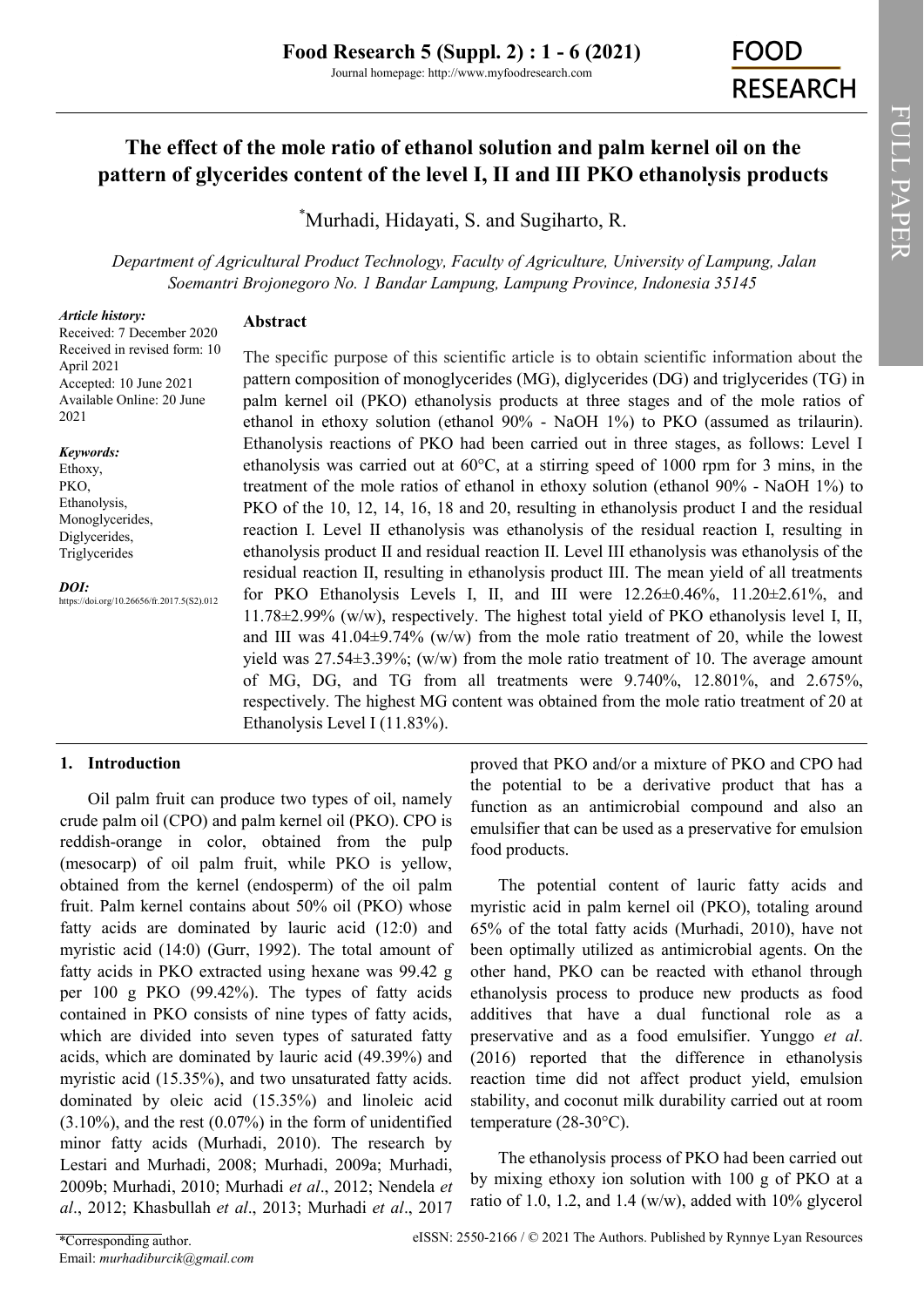# The effect of the mole ratio of ethanol solution and palm kernel oil on the pattern of glycerides content of the level I, II and III PKO ethanolysis products

*Murhadi, Hidayati, S. and Sugiharto, R.

*Department of Agricultural Product Technology, Faculty of Agriculture, University of Lampung, Jalan Soemantri Brojonegoro No. 1 Bandar Lampung, Lampung Province, Indonesia 35145*

***Article history:***
Received: 7 December 2020
Received in revised form: 10 April 2021
Accepted: 10 June 2021
Available Online: 20 June 2021

***Keywords:***
Ethoxy,
PKO,
Ethanolysis,
Monoglycerides,
Diglycerides,
Triglycerides

***DOI:***
https://doi.org/10.26656/fr.2017.5(S2).012

## Abstract

The specific purpose of this scientific article is to obtain scientific information about the pattern composition of monoglycerides (MG), diglycerides (DG) and triglycerides (TG) in palm kernel oil (PKO) ethanolysis products at three stages and of the mole ratios of ethanol in ethoxy solution (ethanol 90% - NaOH 1%) to PKO (assumed as trilaurin). Ethanolysis reactions of PKO had been carried out in three stages, as follows: Level I ethanolysis was carried out at 60°C, at a stirring speed of 1000 rpm for 3 mins, in the treatment of the mole ratios of ethanol in ethoxy solution (ethanol 90% - NaOH 1%) to PKO of the 10, 12, 14, 16, 18 and 20, resulting in ethanolysis product I and the residual reaction I. Level II ethanolysis was ethanolysis of the residual reaction I, resulting in ethanolysis product II and residual reaction II. Level III ethanolysis was ethanolysis of the residual reaction II, resulting in ethanolysis product III. The mean yield of all treatments for PKO Ethanolysis Levels I, II, and III were 12.26±0.46%, 11.20±2.61%, and 11.78±2.99% (w/w), respectively. The highest total yield of PKO ethanolysis level I, II, and III was 41.04±9.74% (w/w) from the mole ratio treatment of 20, while the lowest yield was 27.54±3.39%; (w/w) from the mole ratio treatment of 10. The average amount of MG, DG, and TG from all treatments were 9.740%, 12.801%, and 2.675%, respectively. The highest MG content was obtained from the mole ratio treatment of 20 at Ethanolysis Level I (11.83%).

## 1. Introduction

Oil palm fruit can produce two types of oil, namely crude palm oil (CPO) and palm kernel oil (PKO). CPO is reddish-orange in color, obtained from the pulp (mesocarp) of oil palm fruit, while PKO is yellow, obtained from the kernel (endosperm) of the oil palm fruit. Palm kernel contains about 50% oil (PKO) whose fatty acids are dominated by lauric acid (12:0) and myristic acid (14:0) (Gurr, 1992). The total amount of fatty acids in PKO extracted using hexane was 99.42 g per 100 g PKO (99.42%). The types of fatty acids contained in PKO consists of nine types of fatty acids, which are divided into seven types of saturated fatty acids, which are dominated by lauric acid (49.39%) and myristic acid (15.35%), and two unsaturated fatty acids. dominated by oleic acid (15.35%) and linoleic acid (3.10%), and the rest (0.07%) in the form of unidentified minor fatty acids (Murhadi, 2010). The research by Lestari and Murhadi, 2008; Murhadi, 2009a; Murhadi, 2009b; Murhadi, 2010; Murhadi *et al*., 2012; Nendela *et al*., 2012; Khasbullah *et al*., 2013; Murhadi *et al*., 2017 proved that PKO and/or a mixture of PKO and CPO had the potential to be a derivative product that has a function as an antimicrobial compound and also an emulsifier that can be used as a preservative for emulsion food products.

The potential content of lauric fatty acids and myristic acid in palm kernel oil (PKO), totaling around 65% of the total fatty acids (Murhadi, 2010), have not been optimally utilized as antimicrobial agents. On the other hand, PKO can be reacted with ethanol through ethanolysis process to produce new products as food additives that have a dual functional role as a preservative and as a food emulsifier. Yunggo *et al*. (2016) reported that the difference in ethanolysis reaction time did not affect product yield, emulsion stability, and coconut milk durability carried out at room temperature (28-30°C).

The ethanolysis process of PKO had been carried out by mixing ethoxy ion solution with 100 g of PKO at a ratio of 1.0, 1.2, and 1.4 (w/w), added with 10% glycerol

*Corresponding author.
Email: *murhadiburcik@gmail.com*

eISSN: 2550-2166 / © 2021 The Authors. Published by Rynnye Lyan Resources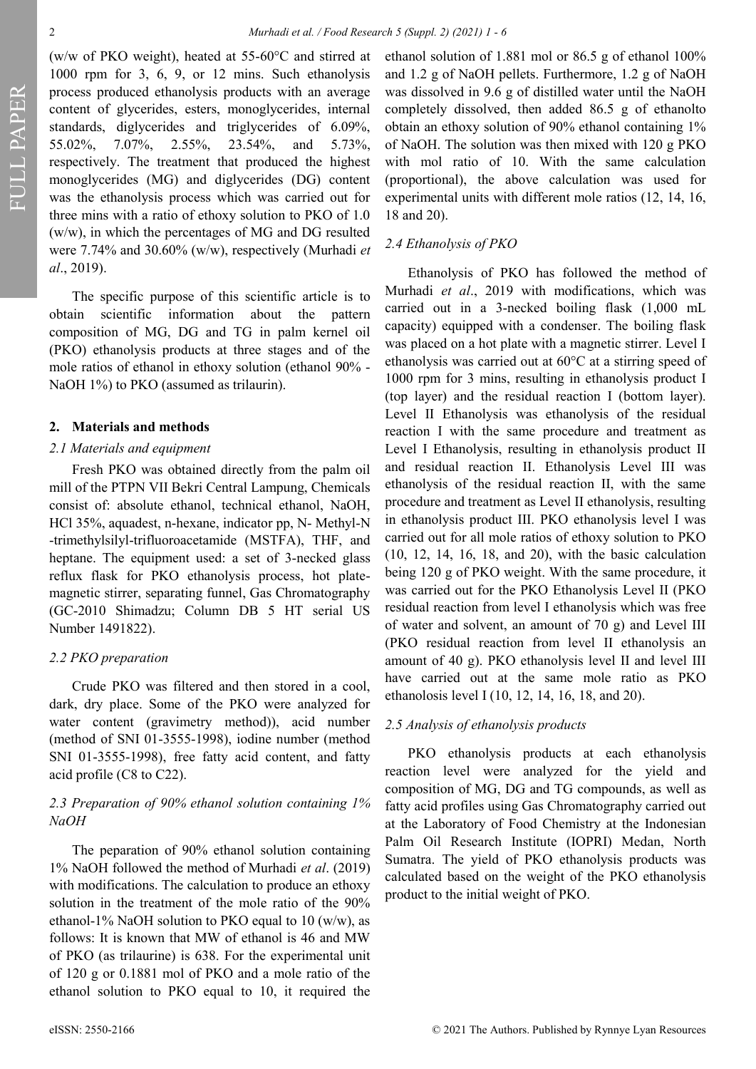(w/w of PKO weight), heated at 55-60°C and stirred at 1000 rpm for 3, 6, 9, or 12 mins. Such ethanolysis process produced ethanolysis products with an average content of glycerides, esters, monoglycerides, internal standards, diglycerides and triglycerides of 6.09%, 55.02%, 7.07%, 2.55%, 23.54%, and 5.73%, respectively. The treatment that produced the highest monoglycerides (MG) and diglycerides (DG) content was the ethanolysis process which was carried out for three mins with a ratio of ethoxy solution to PKO of 1.0 (w/w), in which the percentages of MG and DG resulted were 7.74% and 30.60% (w/w), respectively (Murhadi *et al*., 2019).

The specific purpose of this scientific article is to obtain scientific information about the pattern composition of MG, DG and TG in palm kernel oil (PKO) ethanolysis products at three stages and of the mole ratios of ethanol in ethoxy solution (ethanol 90% - NaOH 1%) to PKO (assumed as trilaurin).

## 2. Materials and methods

### *2.1 Materials and equipment*

Fresh PKO was obtained directly from the palm oil mill of the PTPN VII Bekri Central Lampung, Chemicals consist of: absolute ethanol, technical ethanol, NaOH, HCl 35%, aquadest, n-hexane, indicator pp, N- Methyl-N -trimethylsilyl-trifluoroacetamide (MSTFA), THF, and heptane. The equipment used: a set of 3-necked glass reflux flask for PKO ethanolysis process, hot plate-magnetic stirrer, separating funnel, Gas Chromatography (GC-2010 Shimadzu; Column DB 5 HT serial US Number 1491822).

### *2.2 PKO preparation*

Crude PKO was filtered and then stored in a cool, dark, dry place. Some of the PKO were analyzed for water content (gravimetry method)), acid number (method of SNI 01-3555-1998), iodine number (method SNI 01-3555-1998), free fatty acid content, and fatty acid profile (C8 to C22).

### *2.3 Preparation of 90% ethanol solution containing 1% NaOH*

The peparation of 90% ethanol solution containing 1% NaOH followed the method of Murhadi *et al*. (2019) with modifications. The calculation to produce an ethoxy solution in the treatment of the mole ratio of the 90% ethanol-1% NaOH solution to PKO equal to 10 (w/w), as follows: It is known that MW of ethanol is 46 and MW of PKO (as trilaurine) is 638. For the experimental unit of 120 g or 0.1881 mol of PKO and a mole ratio of the ethanol solution to PKO equal to 10, it required the ethanol solution of 1.881 mol or 86.5 g of ethanol 100% and 1.2 g of NaOH pellets. Furthermore, 1.2 g of NaOH was dissolved in 9.6 g of distilled water until the NaOH completely dissolved, then added 86.5 g of ethanolto obtain an ethoxy solution of 90% ethanol containing 1% of NaOH. The solution was then mixed with 120 g PKO with mol ratio of 10. With the same calculation (proportional), the above calculation was used for experimental units with different mole ratios (12, 14, 16, 18 and 20).

### *2.4 Ethanolysis of PKO*

Ethanolysis of PKO has followed the method of Murhadi *et al*., 2019 with modifications, which was carried out in a 3-necked boiling flask (1,000 mL capacity) equipped with a condenser. The boiling flask was placed on a hot plate with a magnetic stirrer. Level I ethanolysis was carried out at 60°C at a stirring speed of 1000 rpm for 3 mins, resulting in ethanolysis product I (top layer) and the residual reaction I (bottom layer). Level II Ethanolysis was ethanolysis of the residual reaction I with the same procedure and treatment as Level I Ethanolysis, resulting in ethanolysis product II and residual reaction II. Ethanolysis Level III was ethanolysis of the residual reaction II, with the same procedure and treatment as Level II ethanolysis, resulting in ethanolysis product III. PKO ethanolysis level I was carried out for all mole ratios of ethoxy solution to PKO (10, 12, 14, 16, 18, and 20), with the basic calculation being 120 g of PKO weight. With the same procedure, it was carried out for the PKO Ethanolysis Level II (PKO residual reaction from level I ethanolysis which was free of water and solvent, an amount of 70 g) and Level III (PKO residual reaction from level II ethanolysis an amount of 40 g). PKO ethanolysis level II and level III have carried out at the same mole ratio as PKO ethanolosis level I (10, 12, 14, 16, 18, and 20).

### *2.5 Analysis of ethanolysis products*

PKO ethanolysis products at each ethanolysis reaction level were analyzed for the yield and composition of MG, DG and TG compounds, as well as fatty acid profiles using Gas Chromatography carried out at the Laboratory of Food Chemistry at the Indonesian Palm Oil Research Institute (IOPRI) Medan, North Sumatra. The yield of PKO ethanolysis products was calculated based on the weight of the PKO ethanolysis product to the initial weight of PKO.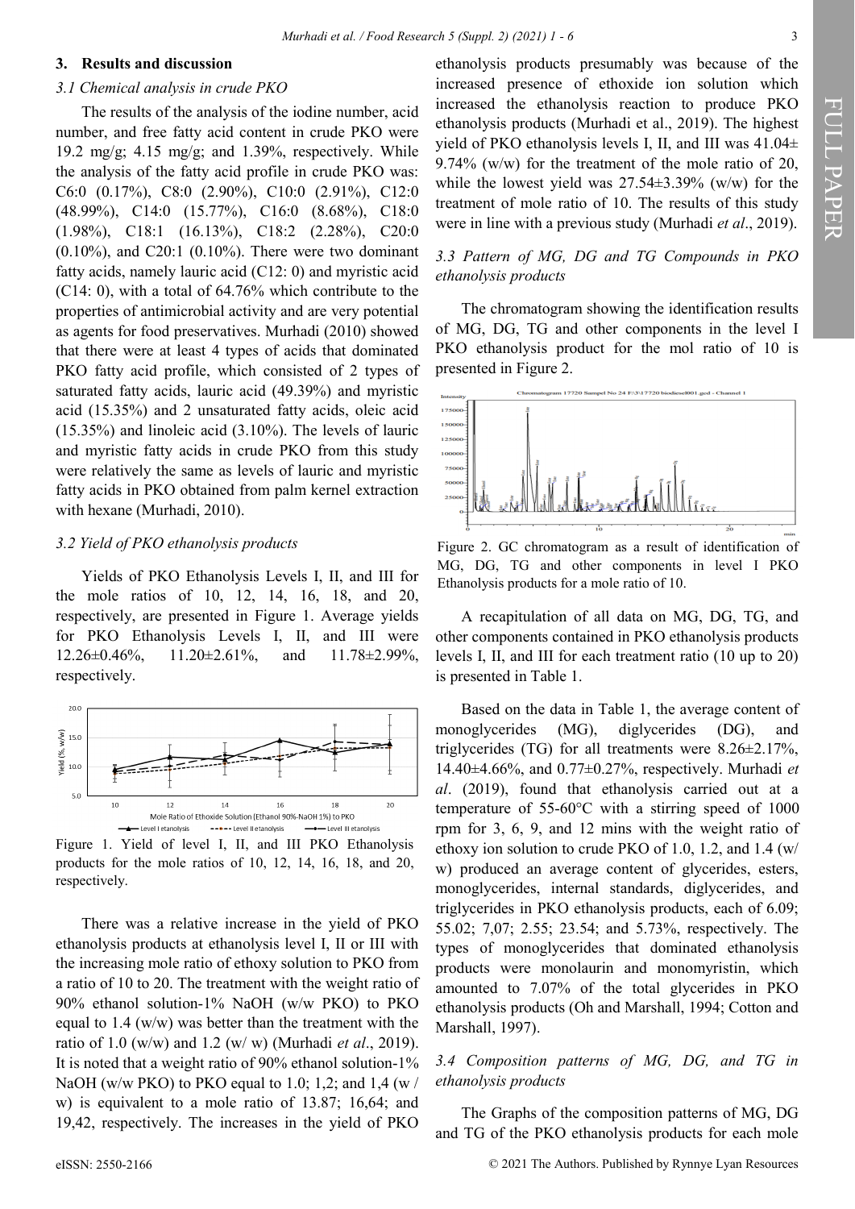## 3. Results and discussion

### *3.1 Chemical analysis in crude PKO*

The results of the analysis of the iodine number, acid number, and free fatty acid content in crude PKO were 19.2 mg/g; 4.15 mg/g; and 1.39%, respectively. While the analysis of the fatty acid profile in crude PKO was: C6:0 (0.17%), C8:0 (2.90%), C10:0 (2.91%), C12:0 (48.99%), C14:0 (15.77%), C16:0 (8.68%), C18:0 (1.98%), C18:1 (16.13%), C18:2 (2.28%), C20:0 (0.10%), and C20:1 (0.10%). There were two dominant fatty acids, namely lauric acid (C12: 0) and myristic acid (C14: 0), with a total of 64.76% which contribute to the properties of antimicrobial activity and are very potential as agents for food preservatives. Murhadi (2010) showed that there were at least 4 types of acids that dominated PKO fatty acid profile, which consisted of 2 types of saturated fatty acids, lauric acid (49.39%) and myristic acid (15.35%) and 2 unsaturated fatty acids, oleic acid (15.35%) and linoleic acid (3.10%). The levels of lauric and myristic fatty acids in crude PKO from this study were relatively the same as levels of lauric and myristic fatty acids in PKO obtained from palm kernel extraction with hexane (Murhadi, 2010).

### *3.2 Yield of PKO ethanolysis products*

Yields of PKO Ethanolysis Levels I, II, and III for the mole ratios of 10, 12, 14, 16, 18, and 20, respectively, are presented in Figure 1. Average yields for PKO Ethanolysis Levels I, II, and III were 12.26±0.46%, 11.20±2.61%, and 11.78±2.99%, respectively.

Figure 1. Yield of level I, II, and III PKO Ethanolysis products for the mole ratios of 10, 12, 14, 16, 18, and 20, respectively.

There was a relative increase in the yield of PKO ethanolysis products at ethanolysis level I, II or III with the increasing mole ratio of ethoxy solution to PKO from a ratio of 10 to 20. The treatment with the weight ratio of 90% ethanol solution-1% NaOH (w/w PKO) to PKO equal to 1.4 (w/w) was better than the treatment with the ratio of 1.0 (w/w) and 1.2 (w/ w) (Murhadi *et al*., 2019). It is noted that a weight ratio of 90% ethanol solution-1% NaOH (w/w PKO) to PKO equal to 1.0; 1,2; and 1,4 (w / w) is equivalent to a mole ratio of 13.87; 16,64; and 19,42, respectively. The increases in the yield of PKO ethanolysis products presumably was because of the increased presence of ethoxide ion solution which increased the ethanolysis reaction to produce PKO ethanolysis products (Murhadi et al., 2019). The highest yield of PKO ethanolysis levels I, II, and III was 41.04± 9.74% (w/w) for the treatment of the mole ratio of 20, while the lowest yield was 27.54±3.39% (w/w) for the treatment of mole ratio of 10. The results of this study were in line with a previous study (Murhadi *et al*., 2019).

### *3.3 Pattern of MG, DG and TG Compounds in PKO ethanolysis products*

The chromatogram showing the identification results of MG, DG, TG and other components in the level I PKO ethanolysis product for the mol ratio of 10 is presented in Figure 2.

Figure 2. GC chromatogram as a result of identification of MG, DG, TG and other components in level I PKO Ethanolysis products for a mole ratio of 10.

A recapitulation of all data on MG, DG, TG, and other components contained in PKO ethanolysis products levels I, II, and III for each treatment ratio (10 up to 20) is presented in Table 1.

Based on the data in Table 1, the average content of monoglycerides (MG), diglycerides (DG), and triglycerides (TG) for all treatments were 8.26±2.17%, 14.40±4.66%, and 0.77±0.27%, respectively. Murhadi *et al*. (2019), found that ethanolysis carried out at a temperature of 55-60°C with a stirring speed of 1000 rpm for 3, 6, 9, and 12 mins with the weight ratio of ethoxy ion solution to crude PKO of 1.0, 1.2, and 1.4 (w/ w) produced an average content of glycerides, esters, monoglycerides, internal standards, diglycerides, and triglycerides in PKO ethanolysis products, each of 6.09; 55.02; 7,07; 2.55; 23.54; and 5.73%, respectively. The types of monoglycerides that dominated ethanolysis products were monolaurin and monomyristin, which amounted to 7.07% of the total glycerides in PKO ethanolysis products (Oh and Marshall, 1994; Cotton and Marshall, 1997).

### *3.4 Composition patterns of MG, DG, and TG in ethanolysis products*

The Graphs of the composition patterns of MG, DG and TG of the PKO ethanolysis products for each mole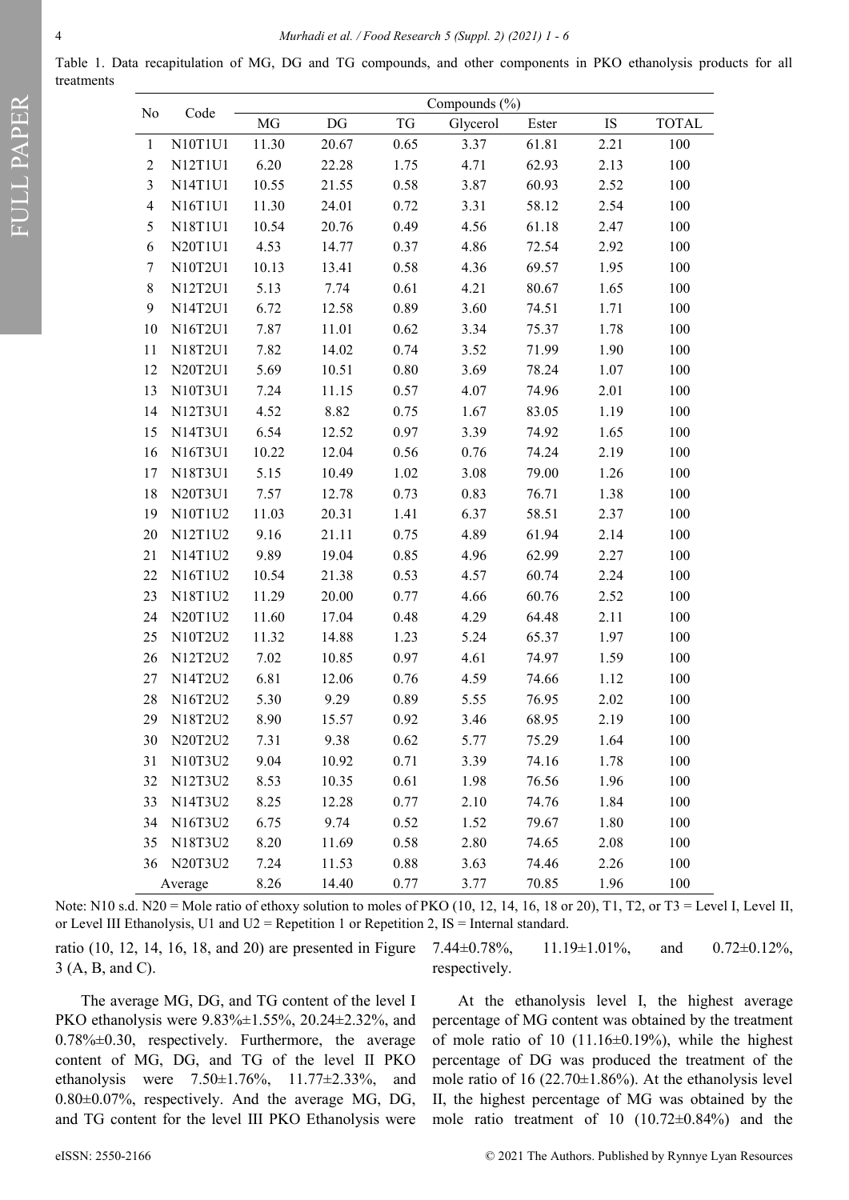Table 1. Data recapitulation of MG, DG and TG compounds, and other components in PKO ethanolysis products for all treatments

| No | Code | Compounds (%) | | | | | | |
|---|---|---|---|---|---|---|---|---|
| | | MG | DG | TG | Glycerol | Ester | IS | TOTAL |
| 1 | N10T1U1 | 11.30 | 20.67 | 0.65 | 3.37 | 61.81 | 2.21 | 100 |
| 2 | N12T1U1 | 6.20 | 22.28 | 1.75 | 4.71 | 62.93 | 2.13 | 100 |
| 3 | N14T1U1 | 10.55 | 21.55 | 0.58 | 3.87 | 60.93 | 2.52 | 100 |
| 4 | N16T1U1 | 11.30 | 24.01 | 0.72 | 3.31 | 58.12 | 2.54 | 100 |
| 5 | N18T1U1 | 10.54 | 20.76 | 0.49 | 4.56 | 61.18 | 2.47 | 100 |
| 6 | N20T1U1 | 4.53 | 14.77 | 0.37 | 4.86 | 72.54 | 2.92 | 100 |
| 7 | N10T2U1 | 10.13 | 13.41 | 0.58 | 4.36 | 69.57 | 1.95 | 100 |
| 8 | N12T2U1 | 5.13 | 7.74 | 0.61 | 4.21 | 80.67 | 1.65 | 100 |
| 9 | N14T2U1 | 6.72 | 12.58 | 0.89 | 3.60 | 74.51 | 1.71 | 100 |
| 10 | N16T2U1 | 7.87 | 11.01 | 0.62 | 3.34 | 75.37 | 1.78 | 100 |
| 11 | N18T2U1 | 7.82 | 14.02 | 0.74 | 3.52 | 71.99 | 1.90 | 100 |
| 12 | N20T2U1 | 5.69 | 10.51 | 0.80 | 3.69 | 78.24 | 1.07 | 100 |
| 13 | N10T3U1 | 7.24 | 11.15 | 0.57 | 4.07 | 74.96 | 2.01 | 100 |
| 14 | N12T3U1 | 4.52 | 8.82 | 0.75 | 1.67 | 83.05 | 1.19 | 100 |
| 15 | N14T3U1 | 6.54 | 12.52 | 0.97 | 3.39 | 74.92 | 1.65 | 100 |
| 16 | N16T3U1 | 10.22 | 12.04 | 0.56 | 0.76 | 74.24 | 2.19 | 100 |
| 17 | N18T3U1 | 5.15 | 10.49 | 1.02 | 3.08 | 79.00 | 1.26 | 100 |
| 18 | N20T3U1 | 7.57 | 12.78 | 0.73 | 0.83 | 76.71 | 1.38 | 100 |
| 19 | N10T1U2 | 11.03 | 20.31 | 1.41 | 6.37 | 58.51 | 2.37 | 100 |
| 20 | N12T1U2 | 9.16 | 21.11 | 0.75 | 4.89 | 61.94 | 2.14 | 100 |
| 21 | N14T1U2 | 9.89 | 19.04 | 0.85 | 4.96 | 62.99 | 2.27 | 100 |
| 22 | N16T1U2 | 10.54 | 21.38 | 0.53 | 4.57 | 60.74 | 2.24 | 100 |
| 23 | N18T1U2 | 11.29 | 20.00 | 0.77 | 4.66 | 60.76 | 2.52 | 100 |
| 24 | N20T1U2 | 11.60 | 17.04 | 0.48 | 4.29 | 64.48 | 2.11 | 100 |
| 25 | N10T2U2 | 11.32 | 14.88 | 1.23 | 5.24 | 65.37 | 1.97 | 100 |
| 26 | N12T2U2 | 7.02 | 10.85 | 0.97 | 4.61 | 74.97 | 1.59 | 100 |
| 27 | N14T2U2 | 6.81 | 12.06 | 0.76 | 4.59 | 74.66 | 1.12 | 100 |
| 28 | N16T2U2 | 5.30 | 9.29 | 0.89 | 5.55 | 76.95 | 2.02 | 100 |
| 29 | N18T2U2 | 8.90 | 15.57 | 0.92 | 3.46 | 68.95 | 2.19 | 100 |
| 30 | N20T2U2 | 7.31 | 9.38 | 0.62 | 5.77 | 75.29 | 1.64 | 100 |
| 31 | N10T3U2 | 9.04 | 10.92 | 0.71 | 3.39 | 74.16 | 1.78 | 100 |
| 32 | N12T3U2 | 8.53 | 10.35 | 0.61 | 1.98 | 76.56 | 1.96 | 100 |
| 33 | N14T3U2 | 8.25 | 12.28 | 0.77 | 2.10 | 74.76 | 1.84 | 100 |
| 34 | N16T3U2 | 6.75 | 9.74 | 0.52 | 1.52 | 79.67 | 1.80 | 100 |
| 35 | N18T3U2 | 8.20 | 11.69 | 0.58 | 2.80 | 74.65 | 2.08 | 100 |
| 36 | N20T3U2 | 7.24 | 11.53 | 0.88 | 3.63 | 74.46 | 2.26 | 100 |
| Average | | 8.26 | 14.40 | 0.77 | 3.77 | 70.85 | 1.96 | 100 |

Note: N10 s.d. N20 = Mole ratio of ethoxy solution to moles of PKO (10, 12, 14, 16, 18 or 20), T1, T2, or T3 = Level I, Level II, or Level III Ethanolysis, U1 and U2 = Repetition 1 or Repetition 2, IS = Internal standard.

ratio (10, 12, 14, 16, 18, and 20) are presented in Figure 3 (A, B, and C).

The average MG, DG, and TG content of the level I PKO ethanolysis were 9.83%±1.55%, 20.24±2.32%, and 0.78%±0.30, respectively. Furthermore, the average content of MG, DG, and TG of the level II PKO ethanolysis were 7.50±1.76%, 11.77±2.33%, and 0.80±0.07%, respectively. And the average MG, DG, and TG content for the level III PKO Ethanolysis were 7.44±0.78%, 11.19±1.01%, and 0.72±0.12%, respectively.

At the ethanolysis level I, the highest average percentage of MG content was obtained by the treatment of mole ratio of 10 (11.16±0.19%), while the highest percentage of DG was produced the treatment of the mole ratio of 16 (22.70±1.86%). At the ethanolysis level II, the highest percentage of MG was obtained by the mole ratio treatment of 10 (10.72±0.84%) and the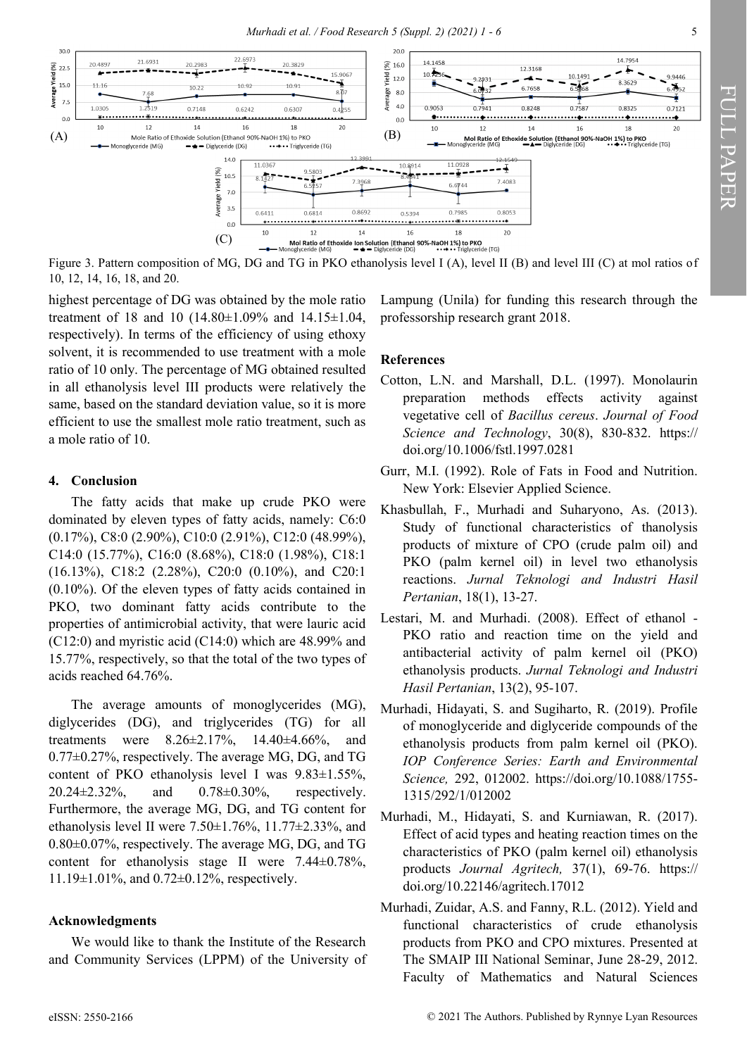Figure 3. Pattern composition of MG, DG and TG in PKO ethanolysis level I (A), level II (B) and level III (C) at mol ratios of 10, 12, 14, 16, 18, and 20.

highest percentage of DG was obtained by the mole ratio treatment of 18 and 10 (14.80±1.09% and 14.15±1.04, respectively). In terms of the efficiency of using ethoxy solvent, it is recommended to use treatment with a mole ratio of 10 only. The percentage of MG obtained resulted in all ethanolysis level III products were relatively the same, based on the standard deviation value, so it is more efficient to use the smallest mole ratio treatment, such as a mole ratio of 10.

## 4. Conclusion

The fatty acids that make up crude PKO were dominated by eleven types of fatty acids, namely: C6:0 (0.17%), C8:0 (2.90%), C10:0 (2.91%), C12:0 (48.99%), C14:0 (15.77%), C16:0 (8.68%), C18:0 (1.98%), C18:1 (16.13%), C18:2 (2.28%), C20:0 (0.10%), and C20:1 (0.10%). Of the eleven types of fatty acids contained in PKO, two dominant fatty acids contribute to the properties of antimicrobial activity, that were lauric acid (C12:0) and myristic acid (C14:0) which are 48.99% and 15.77%, respectively, so that the total of the two types of acids reached 64.76%.

The average amounts of monoglycerides (MG), diglycerides (DG), and triglycerides (TG) for all treatments were 8.26±2.17%, 14.40±4.66%, and 0.77±0.27%, respectively. The average MG, DG, and TG content of PKO ethanolysis level I was 9.83±1.55%, 20.24±2.32%, and 0.78±0.30%, respectively. Furthermore, the average MG, DG, and TG content for ethanolysis level II were 7.50±1.76%, 11.77±2.33%, and 0.80±0.07%, respectively. The average MG, DG, and TG content for ethanolysis stage II were 7.44±0.78%, 11.19±1.01%, and 0.72±0.12%, respectively.

### Acknowledgments

We would like to thank the Institute of the Research and Community Services (LPPM) of the University of Lampung (Unila) for funding this research through the professorship research grant 2018.

### References

Cotton, L.N. and Marshall, D.L. (1997). Monolaurin preparation methods effects activity against vegetative cell of *Bacillus cereus*. *Journal of Food Science and Technology*, 30(8), 830-832. https://doi.org/10.1006/fstl.1997.0281

Gurr, M.I. (1992). Role of Fats in Food and Nutrition. New York: Elsevier Applied Science.

Khasbullah, F., Murhadi and Suharyono, As. (2013). Study of functional characteristics of thanolysis products of mixture of CPO (crude palm oil) and PKO (palm kernel oil) in level two ethanolysis reactions. *Jurnal Teknologi and Industri Hasil Pertanian*, 18(1), 13-27.

Lestari, M. and Murhadi. (2008). Effect of ethanol - PKO ratio and reaction time on the yield and antibacterial activity of palm kernel oil (PKO) ethanolysis products. *Jurnal Teknologi and Industri Hasil Pertanian*, 13(2), 95-107.

Murhadi, Hidayati, S. and Sugiharto, R. (2019). Profile of monoglyceride and diglyceride compounds of the ethanolysis products from palm kernel oil (PKO). *IOP Conference Series: Earth and Environmental Science,* 292, 012002. https://doi.org/10.1088/1755-1315/292/1/012002

Murhadi, M., Hidayati, S. and Kurniawan, R. (2017). Effect of acid types and heating reaction times on the characteristics of PKO (palm kernel oil) ethanolysis products *Journal Agritech,* 37(1), 69-76. https://doi.org/10.22146/agritech.17012

Murhadi, Zuidar, A.S. and Fanny, R.L. (2012). Yield and functional characteristics of crude ethanolysis products from PKO and CPO mixtures. Presented at The SMAIP III National Seminar, June 28-29, 2012. Faculty of Mathematics and Natural Sciences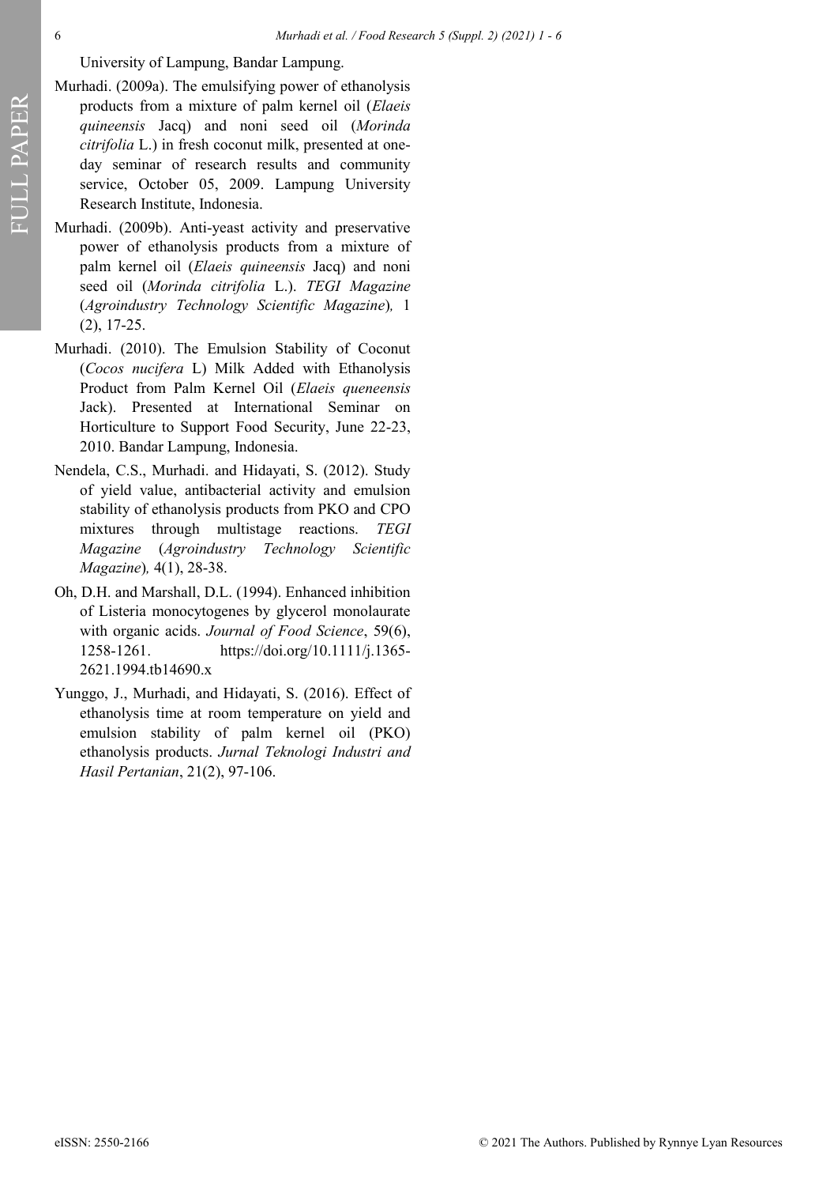University of Lampung, Bandar Lampung.

Murhadi. (2009a). The emulsifying power of ethanolysis products from a mixture of palm kernel oil (*Elaeis quineensis* Jacq) and noni seed oil (*Morinda citrifolia* L.) in fresh coconut milk, presented at one-day seminar of research results and community service, October 05, 2009. Lampung University Research Institute, Indonesia.

Murhadi. (2009b). Anti-yeast activity and preservative power of ethanolysis products from a mixture of palm kernel oil (*Elaeis quineensis* Jacq) and noni seed oil (*Morinda citrifolia* L.). *TEGI Magazine* (*Agroindustry Technology Scientific Magazine*)*,* 1 (2), 17-25.

Murhadi. (2010). The Emulsion Stability of Coconut (*Cocos nucifera* L) Milk Added with Ethanolysis Product from Palm Kernel Oil (*Elaeis queneensis* Jack). Presented at International Seminar on Horticulture to Support Food Security, June 22-23, 2010. Bandar Lampung, Indonesia.

Nendela, C.S., Murhadi. and Hidayati, S. (2012). Study of yield value, antibacterial activity and emulsion stability of ethanolysis products from PKO and CPO mixtures through multistage reactions. *TEGI Magazine* (*Agroindustry Technology Scientific Magazine*)*,* 4(1), 28-38.

Oh, D.H. and Marshall, D.L. (1994). Enhanced inhibition of Listeria monocytogenes by glycerol monolaurate with organic acids. *Journal of Food Science*, 59(6), 1258-1261. https://doi.org/10.1111/j.1365-2621.1994.tb14690.x

Yunggo, J., Murhadi, and Hidayati, S. (2016). Effect of ethanolysis time at room temperature on yield and emulsion stability of palm kernel oil (PKO) ethanolysis products. *Jurnal Teknologi Industri and Hasil Pertanian*, 21(2), 97-106.